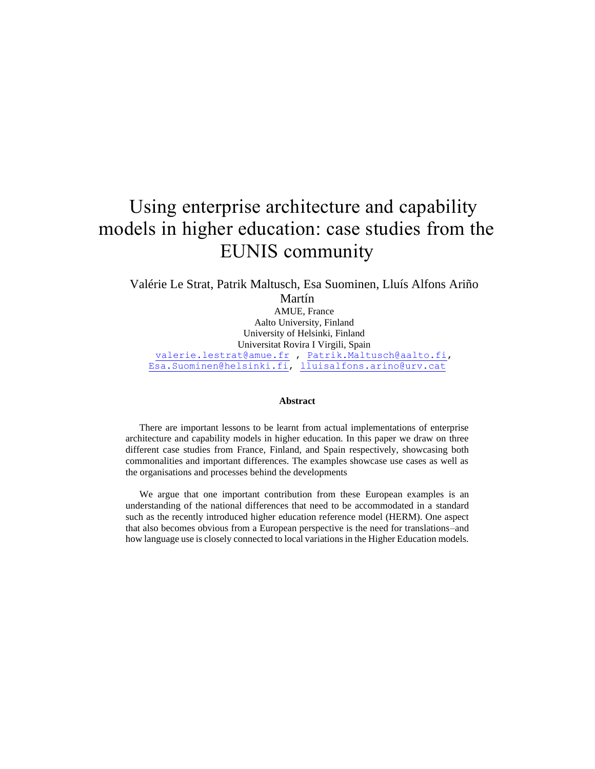# Using enterprise architecture and capability models in higher education: case studies from the EUNIS community

Valérie Le Strat, Patrik Maltusch, Esa Suominen, Lluís Alfons Ariño Martín

AMUE, France
Aalto University, Finland
University of Helsinki, Finland
Universitat Rovira I Virgili, Spain

valerie.lestrat@amue.fr , Patrik.Maltusch@aalto.fi, Esa.Suominen@helsinki.fi, lluisalfons.arino@urv.cat

### Abstract

There are important lessons to be learnt from actual implementations of enterprise architecture and capability models in higher education. In this paper we draw on three different case studies from France, Finland, and Spain respectively, showcasing both commonalities and important differences. The examples showcase use cases as well as the organisations and processes behind the developments

We argue that one important contribution from these European examples is an understanding of the national differences that need to be accommodated in a standard such as the recently introduced higher education reference model (HERM). One aspect that also becomes obvious from a European perspective is the need for translations–and how language use is closely connected to local variations in the Higher Education models.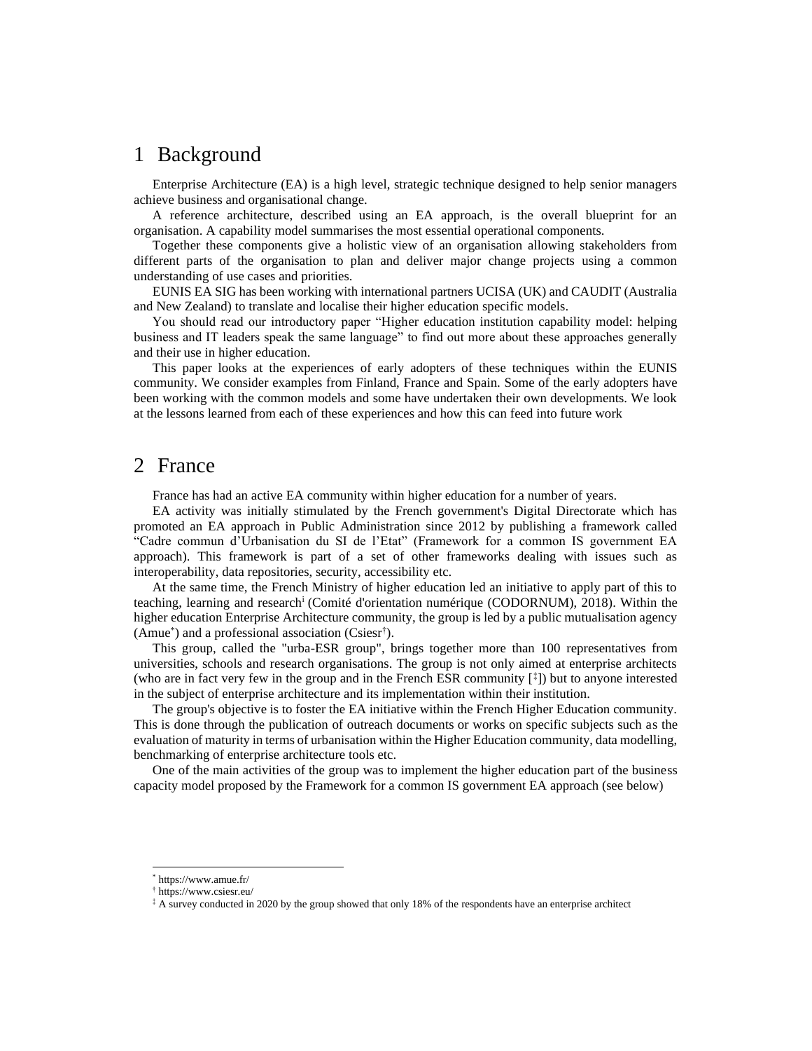# 1 Background

Enterprise Architecture (EA) is a high level, strategic technique designed to help senior managers achieve business and organisational change.

A reference architecture, described using an EA approach, is the overall blueprint for an organisation. A capability model summarises the most essential operational components.

Together these components give a holistic view of an organisation allowing stakeholders from different parts of the organisation to plan and deliver major change projects using a common understanding of use cases and priorities.

EUNIS EA SIG has been working with international partners UCISA (UK) and CAUDIT (Australia and New Zealand) to translate and localise their higher education specific models.

You should read our introductory paper "Higher education institution capability model: helping business and IT leaders speak the same language" to find out more about these approaches generally and their use in higher education.

This paper looks at the experiences of early adopters of these techniques within the EUNIS community. We consider examples from Finland, France and Spain. Some of the early adopters have been working with the common models and some have undertaken their own developments. We look at the lessons learned from each of these experiences and how this can feed into future work

# 2 France

France has had an active EA community within higher education for a number of years.

EA activity was initially stimulated by the French government's Digital Directorate which has promoted an EA approach in Public Administration since 2012 by publishing a framework called "Cadre commun d'Urbanisation du SI de l'Etat" (Framework for a common IS government EA approach). This framework is part of a set of other frameworks dealing with issues such as interoperability, data repositories, security, accessibility etc.

At the same time, the French Ministry of higher education led an initiative to apply part of this to teaching, learning and research[i] (Comité d'orientation numérique (CODORNUM), 2018). Within the higher education Enterprise Architecture community, the group is led by a public mutualisation agency (Amue[*]) and a professional association (Csiesr[†]).

This group, called the "urba-ESR group", brings together more than 100 representatives from universities, schools and research organisations. The group is not only aimed at enterprise architects (who are in fact very few in the group and in the French ESR community [[‡]]) but to anyone interested in the subject of enterprise architecture and its implementation within their institution.

The group's objective is to foster the EA initiative within the French Higher Education community. This is done through the publication of outreach documents or works on specific subjects such as the evaluation of maturity in terms of urbanisation within the Higher Education community, data modelling, benchmarking of enterprise architecture tools etc.

One of the main activities of the group was to implement the higher education part of the business capacity model proposed by the Framework for a common IS government EA approach (see below)

---

[*] https://www.amue.fr/

[†] https://www.csiesr.eu/

[‡] A survey conducted in 2020 by the group showed that only 18% of the respondents have an enterprise architect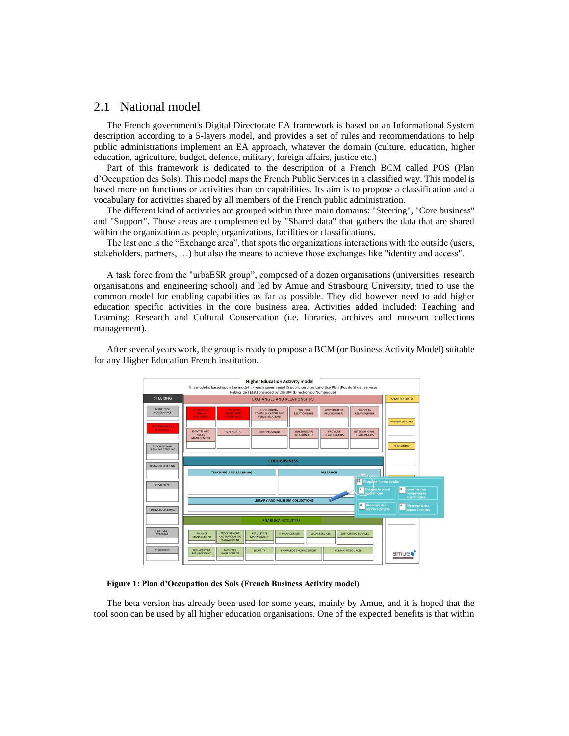## 2.1 National model

The French government's Digital Directorate EA framework is based on an Informational System description according to a 5-layers model, and provides a set of rules and recommendations to help public administrations implement an EA approach, whatever the domain (culture, education, higher education, agriculture, budget, defence, military, foreign affairs, justice etc.)

Part of this framework is dedicated to the description of a French BCM called POS (Plan d'Occupation des Sols). This model maps the French Public Services in a classified way. This model is based more on functions or activities than on capabilities. Its aim is to propose a classification and a vocabulary for activities shared by all members of the French public administration.

The different kind of activities are grouped within three main domains: "Steering", "Core business" and "Support". Those areas are complemented by "Shared data" that gathers the data that are shared within the organization as people, organizations, facilities or classifications.

The last one is the "Exchange area", that spots the organizations interactions with the outside (users, stakeholders, partners, …) but also the means to achieve those exchanges like "identity and access".

A task force from the "urbaESR group", composed of a dozen organisations (universities, research organisations and engineering school) and led by Amue and Strasbourg University, tried to use the common model for enabling capabilities as far as possible. They did however need to add higher education specific activities in the core business area. Activities added included: Teaching and Learning; Research and Cultural Conservation (i.e. libraries, archives and museum collections management).

After several years work, the group is ready to propose a BCM (or Business Activity Model) suitable for any Higher Education French institution.

**Figure 1: Plan d'Occupation des Sols (French Business Activity model)**

The beta version has already been used for some years, mainly by Amue, and it is hoped that the tool soon can be used by all higher education organisations. One of the expected benefits is that within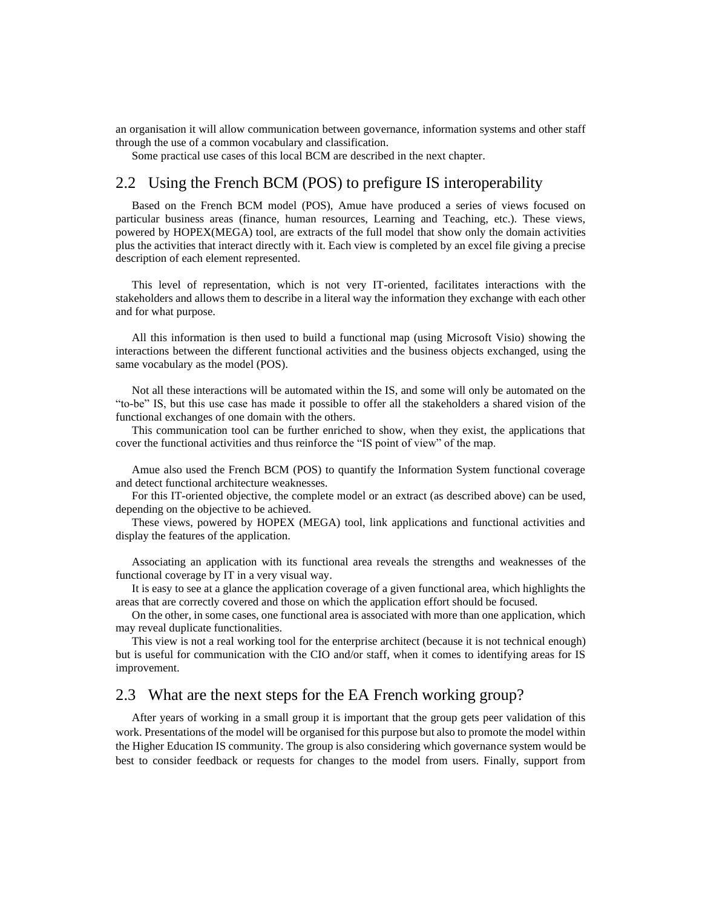an organisation it will allow communication between governance, information systems and other staff through the use of a common vocabulary and classification.

Some practical use cases of this local BCM are described in the next chapter.

## 2.2 Using the French BCM (POS) to prefigure IS interoperability

Based on the French BCM model (POS), Amue have produced a series of views focused on particular business areas (finance, human resources, Learning and Teaching, etc.). These views, powered by HOPEX(MEGA) tool, are extracts of the full model that show only the domain activities plus the activities that interact directly with it. Each view is completed by an excel file giving a precise description of each element represented.

This level of representation, which is not very IT-oriented, facilitates interactions with the stakeholders and allows them to describe in a literal way the information they exchange with each other and for what purpose.

All this information is then used to build a functional map (using Microsoft Visio) showing the interactions between the different functional activities and the business objects exchanged, using the same vocabulary as the model (POS).

Not all these interactions will be automated within the IS, and some will only be automated on the "to-be" IS, but this use case has made it possible to offer all the stakeholders a shared vision of the functional exchanges of one domain with the others.

This communication tool can be further enriched to show, when they exist, the applications that cover the functional activities and thus reinforce the "IS point of view" of the map.

Amue also used the French BCM (POS) to quantify the Information System functional coverage and detect functional architecture weaknesses.

For this IT-oriented objective, the complete model or an extract (as described above) can be used, depending on the objective to be achieved.

These views, powered by HOPEX (MEGA) tool, link applications and functional activities and display the features of the application.

Associating an application with its functional area reveals the strengths and weaknesses of the functional coverage by IT in a very visual way.

It is easy to see at a glance the application coverage of a given functional area, which highlights the areas that are correctly covered and those on which the application effort should be focused.

On the other, in some cases, one functional area is associated with more than one application, which may reveal duplicate functionalities.

This view is not a real working tool for the enterprise architect (because it is not technical enough) but is useful for communication with the CIO and/or staff, when it comes to identifying areas for IS improvement.

## 2.3 What are the next steps for the EA French working group?

After years of working in a small group it is important that the group gets peer validation of this work. Presentations of the model will be organised for this purpose but also to promote the model within the Higher Education IS community. The group is also considering which governance system would be best to consider feedback or requests for changes to the model from users. Finally, support from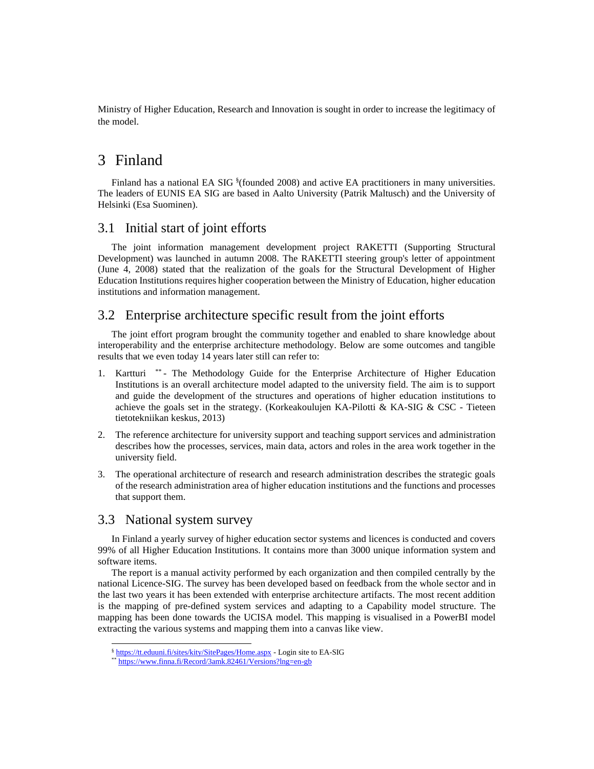Ministry of Higher Education, Research and Innovation is sought in order to increase the legitimacy of the model.

# 3 Finland

Finland has a national EA SIG [§](founded 2008) and active EA practitioners in many universities. The leaders of EUNIS EA SIG are based in Aalto University (Patrik Maltusch) and the University of Helsinki (Esa Suominen).

## 3.1 Initial start of joint efforts

The joint information management development project RAKETTI (Supporting Structural Development) was launched in autumn 2008. The RAKETTI steering group's letter of appointment (June 4, 2008) stated that the realization of the goals for the Structural Development of Higher Education Institutions requires higher cooperation between the Ministry of Education, higher education institutions and information management.

## 3.2 Enterprise architecture specific result from the joint efforts

The joint effort program brought the community together and enabled to share knowledge about interoperability and the enterprise architecture methodology. Below are some outcomes and tangible results that we even today 14 years later still can refer to:

1. Kartturi [**] - The Methodology Guide for the Enterprise Architecture of Higher Education Institutions is an overall architecture model adapted to the university field. The aim is to support and guide the development of the structures and operations of higher education institutions to achieve the goals set in the strategy. (Korkeakoulujen KA-Pilotti & KA-SIG & CSC - Tieteen tietotekniikan keskus, 2013)
2. The reference architecture for university support and teaching support services and administration describes how the processes, services, main data, actors and roles in the area work together in the university field.
3. The operational architecture of research and research administration describes the strategic goals of the research administration area of higher education institutions and the functions and processes that support them.

## 3.3 National system survey

In Finland a yearly survey of higher education sector systems and licences is conducted and covers 99% of all Higher Education Institutions. It contains more than 3000 unique information system and software items.

The report is a manual activity performed by each organization and then compiled centrally by the national Licence-SIG. The survey has been developed based on feedback from the whole sector and in the last two years it has been extended with enterprise architecture artifacts. The most recent addition is the mapping of pre-defined system services and adapting to a Capability model structure. The mapping has been done towards the UCISA model. This mapping is visualised in a PowerBI model extracting the various systems and mapping them into a canvas like view.

---

[§] https://tt.eduuni.fi/sites/kity/SitePages/Home.aspx - Login site to EA-SIG

[**] https://www.finna.fi/Record/3amk.82461/Versions?lng=en-gb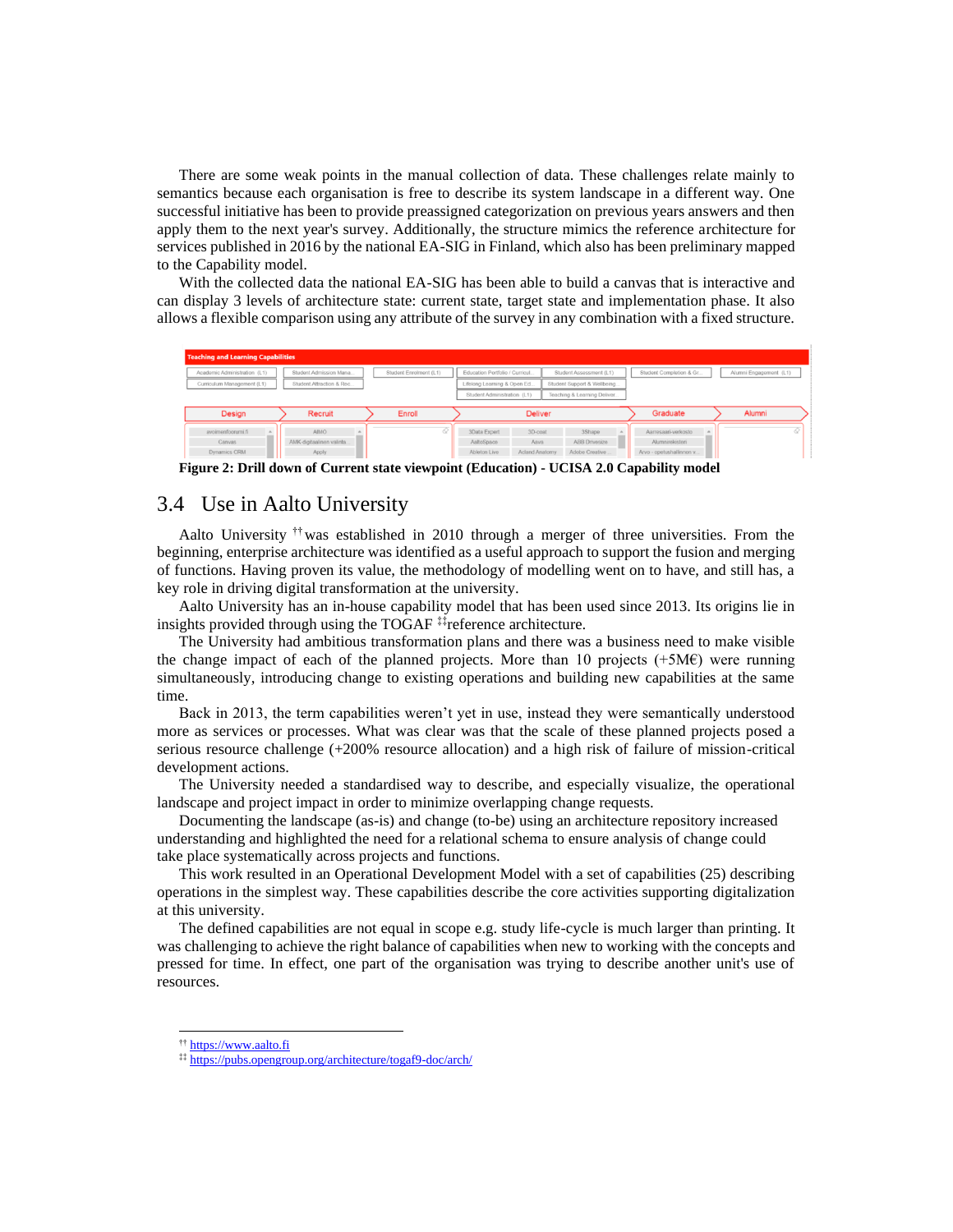There are some weak points in the manual collection of data. These challenges relate mainly to semantics because each organisation is free to describe its system landscape in a different way. One successful initiative has been to provide preassigned categorization on previous years answers and then apply them to the next year's survey. Additionally, the structure mimics the reference architecture for services published in 2016 by the national EA-SIG in Finland, which also has been preliminary mapped to the Capability model.

With the collected data the national EA-SIG has been able to build a canvas that is interactive and can display 3 levels of architecture state: current state, target state and implementation phase. It also allows a flexible comparison using any attribute of the survey in any combination with a fixed structure.

**Figure 2: Drill down of Current state viewpoint (Education) - UCISA 2.0 Capability model**

## 3.4 Use in Aalto University

Aalto University [††] was established in 2010 through a merger of three universities. From the beginning, enterprise architecture was identified as a useful approach to support the fusion and merging of functions. Having proven its value, the methodology of modelling went on to have, and still has, a key role in driving digital transformation at the university.

Aalto University has an in-house capability model that has been used since 2013. Its origins lie in insights provided through using the TOGAF [‡‡]reference architecture.

The University had ambitious transformation plans and there was a business need to make visible the change impact of each of the planned projects. More than 10 projects (+5M€) were running simultaneously, introducing change to existing operations and building new capabilities at the same time.

Back in 2013, the term capabilities weren't yet in use, instead they were semantically understood more as services or processes. What was clear was that the scale of these planned projects posed a serious resource challenge (+200% resource allocation) and a high risk of failure of mission-critical development actions.

The University needed a standardised way to describe, and especially visualize, the operational landscape and project impact in order to minimize overlapping change requests.

Documenting the landscape (as-is) and change (to-be) using an architecture repository increased understanding and highlighted the need for a relational schema to ensure analysis of change could take place systematically across projects and functions.

This work resulted in an Operational Development Model with a set of capabilities (25) describing operations in the simplest way. These capabilities describe the core activities supporting digitalization at this university.

The defined capabilities are not equal in scope e.g. study life-cycle is much larger than printing. It was challenging to achieve the right balance of capabilities when new to working with the concepts and pressed for time. In effect, one part of the organisation was trying to describe another unit's use of resources.

---

[††] https://www.aalto.fi

[‡‡] https://pubs.opengroup.org/architecture/togaf9-doc/arch/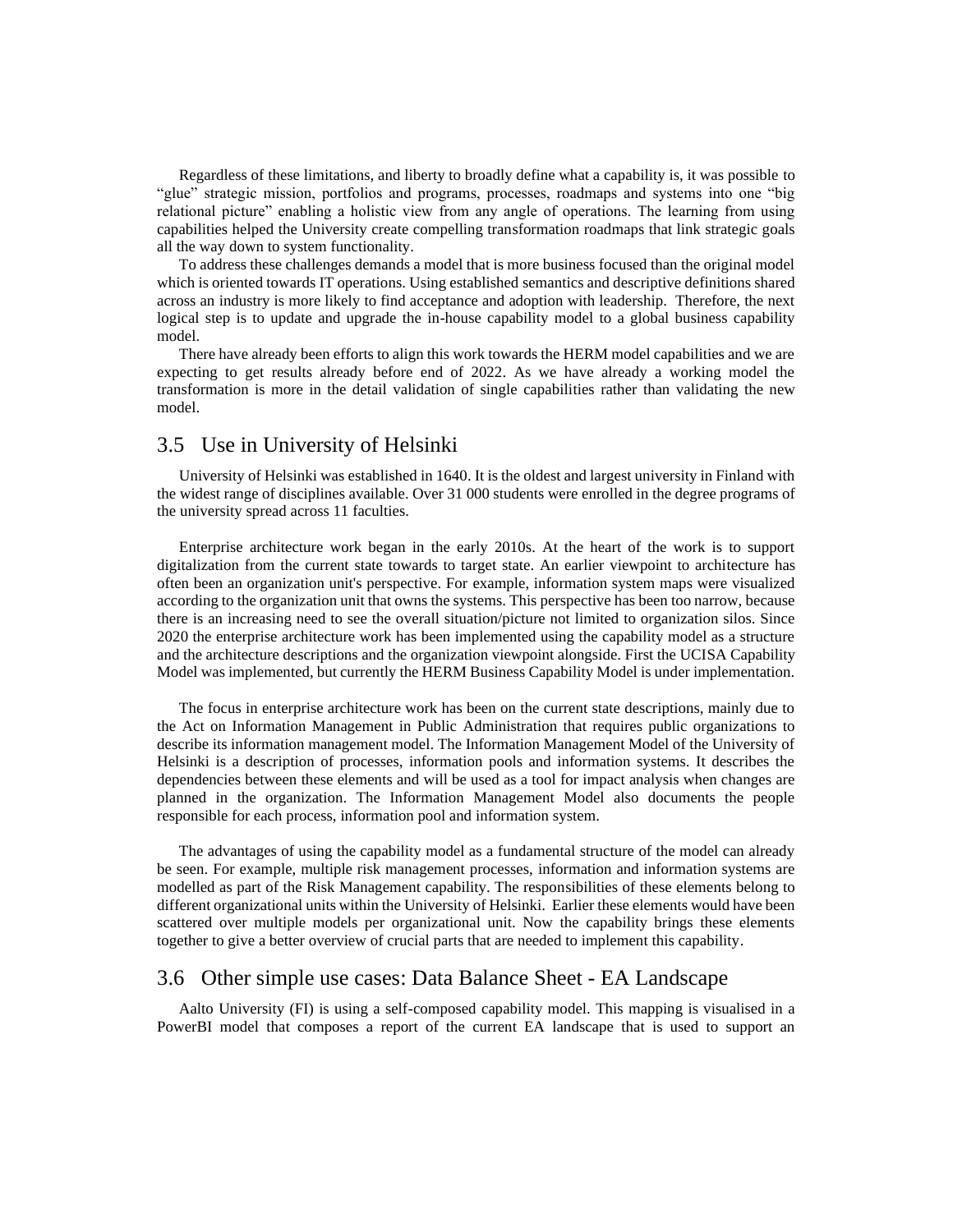Regardless of these limitations, and liberty to broadly define what a capability is, it was possible to "glue" strategic mission, portfolios and programs, processes, roadmaps and systems into one "big relational picture" enabling a holistic view from any angle of operations. The learning from using capabilities helped the University create compelling transformation roadmaps that link strategic goals all the way down to system functionality.

To address these challenges demands a model that is more business focused than the original model which is oriented towards IT operations. Using established semantics and descriptive definitions shared across an industry is more likely to find acceptance and adoption with leadership. Therefore, the next logical step is to update and upgrade the in-house capability model to a global business capability model.

There have already been efforts to align this work towards the HERM model capabilities and we are expecting to get results already before end of 2022. As we have already a working model the transformation is more in the detail validation of single capabilities rather than validating the new model.

## 3.5 Use in University of Helsinki

University of Helsinki was established in 1640. It is the oldest and largest university in Finland with the widest range of disciplines available. Over 31 000 students were enrolled in the degree programs of the university spread across 11 faculties.

Enterprise architecture work began in the early 2010s. At the heart of the work is to support digitalization from the current state towards to target state. An earlier viewpoint to architecture has often been an organization unit's perspective. For example, information system maps were visualized according to the organization unit that owns the systems. This perspective has been too narrow, because there is an increasing need to see the overall situation/picture not limited to organization silos. Since 2020 the enterprise architecture work has been implemented using the capability model as a structure and the architecture descriptions and the organization viewpoint alongside. First the UCISA Capability Model was implemented, but currently the HERM Business Capability Model is under implementation.

The focus in enterprise architecture work has been on the current state descriptions, mainly due to the Act on Information Management in Public Administration that requires public organizations to describe its information management model. The Information Management Model of the University of Helsinki is a description of processes, information pools and information systems. It describes the dependencies between these elements and will be used as a tool for impact analysis when changes are planned in the organization. The Information Management Model also documents the people responsible for each process, information pool and information system.

The advantages of using the capability model as a fundamental structure of the model can already be seen. For example, multiple risk management processes, information and information systems are modelled as part of the Risk Management capability. The responsibilities of these elements belong to different organizational units within the University of Helsinki. Earlier these elements would have been scattered over multiple models per organizational unit. Now the capability brings these elements together to give a better overview of crucial parts that are needed to implement this capability.

## 3.6 Other simple use cases: Data Balance Sheet - EA Landscape

Aalto University (FI) is using a self-composed capability model. This mapping is visualised in a PowerBI model that composes a report of the current EA landscape that is used to support an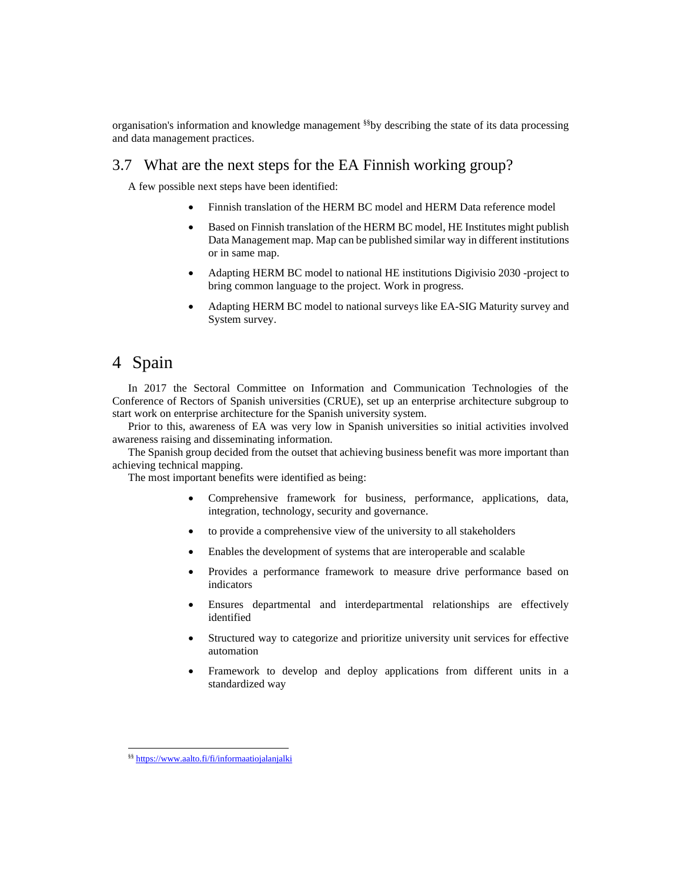organisation's information and knowledge management [§§]by describing the state of its data processing and data management practices.

## 3.7 What are the next steps for the EA Finnish working group?

A few possible next steps have been identified:

- Finnish translation of the HERM BC model and HERM Data reference model
- Based on Finnish translation of the HERM BC model, HE Institutes might publish Data Management map. Map can be published similar way in different institutions or in same map.
- Adapting HERM BC model to national HE institutions Digivisio 2030 -project to bring common language to the project. Work in progress.
- Adapting HERM BC model to national surveys like EA-SIG Maturity survey and System survey.

# 4 Spain

In 2017 the Sectoral Committee on Information and Communication Technologies of the Conference of Rectors of Spanish universities (CRUE), set up an enterprise architecture subgroup to start work on enterprise architecture for the Spanish university system.

Prior to this, awareness of EA was very low in Spanish universities so initial activities involved awareness raising and disseminating information.

The Spanish group decided from the outset that achieving business benefit was more important than achieving technical mapping.

The most important benefits were identified as being:

- Comprehensive framework for business, performance, applications, data, integration, technology, security and governance.
- to provide a comprehensive view of the university to all stakeholders
- Enables the development of systems that are interoperable and scalable
- Provides a performance framework to measure drive performance based on indicators
- Ensures departmental and interdepartmental relationships are effectively identified
- Structured way to categorize and prioritize university unit services for effective automation
- Framework to develop and deploy applications from different units in a standardized way

[§§] https://www.aalto.fi/fi/informaatiojalanjalki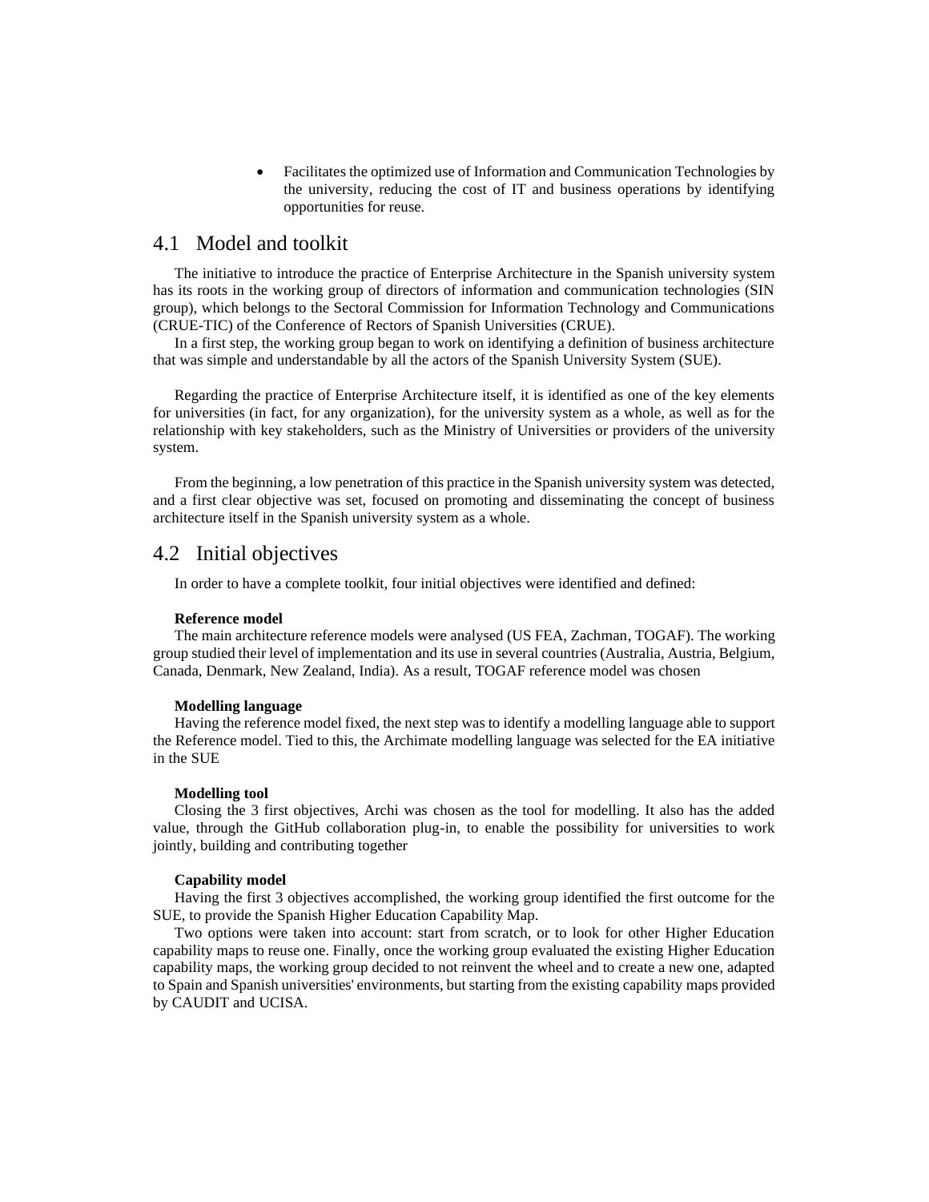- Facilitates the optimized use of Information and Communication Technologies by the university, reducing the cost of IT and business operations by identifying opportunities for reuse.

## 4.1 Model and toolkit

The initiative to introduce the practice of Enterprise Architecture in the Spanish university system has its roots in the working group of directors of information and communication technologies (SIN group), which belongs to the Sectoral Commission for Information Technology and Communications (CRUE-TIC) of the Conference of Rectors of Spanish Universities (CRUE).

In a first step, the working group began to work on identifying a definition of business architecture that was simple and understandable by all the actors of the Spanish University System (SUE).

Regarding the practice of Enterprise Architecture itself, it is identified as one of the key elements for universities (in fact, for any organization), for the university system as a whole, as well as for the relationship with key stakeholders, such as the Ministry of Universities or providers of the university system.

From the beginning, a low penetration of this practice in the Spanish university system was detected, and a first clear objective was set, focused on promoting and disseminating the concept of business architecture itself in the Spanish university system as a whole.

## 4.2 Initial objectives

In order to have a complete toolkit, four initial objectives were identified and defined:

**Reference model**

The main architecture reference models were analysed (US FEA, Zachman, TOGAF). The working group studied their level of implementation and its use in several countries (Australia, Austria, Belgium, Canada, Denmark, New Zealand, India). As a result, TOGAF reference model was chosen

**Modelling language**

Having the reference model fixed, the next step was to identify a modelling language able to support the Reference model. Tied to this, the Archimate modelling language was selected for the EA initiative in the SUE

**Modelling tool**

Closing the 3 first objectives, Archi was chosen as the tool for modelling. It also has the added value, through the GitHub collaboration plug-in, to enable the possibility for universities to work jointly, building and contributing together

**Capability model**

Having the first 3 objectives accomplished, the working group identified the first outcome for the SUE, to provide the Spanish Higher Education Capability Map.

Two options were taken into account: start from scratch, or to look for other Higher Education capability maps to reuse one. Finally, once the working group evaluated the existing Higher Education capability maps, the working group decided to not reinvent the wheel and to create a new one, adapted to Spain and Spanish universities' environments, but starting from the existing capability maps provided by CAUDIT and UCISA.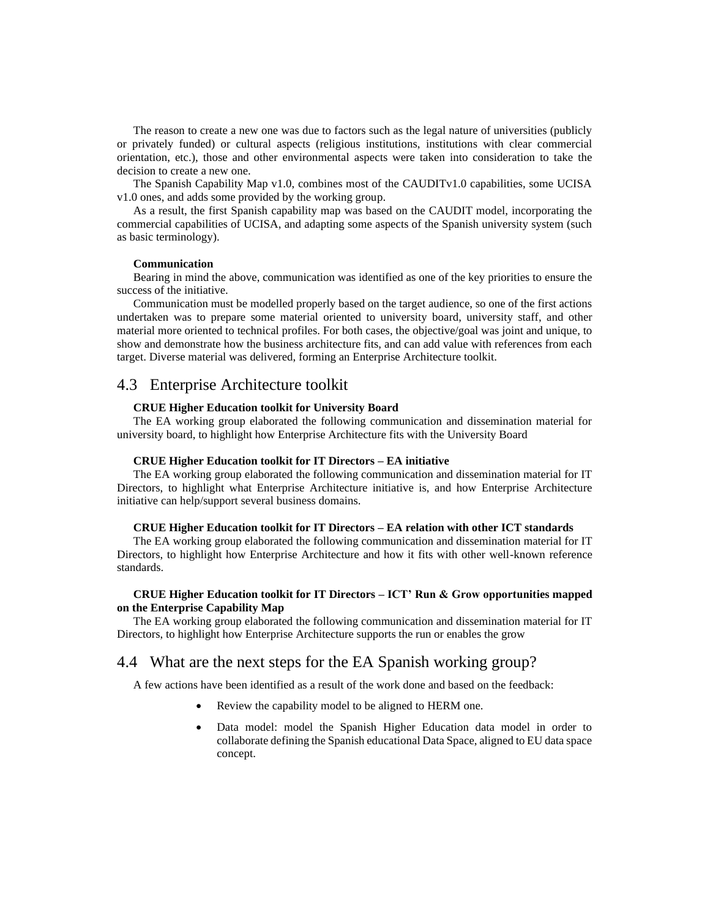The reason to create a new one was due to factors such as the legal nature of universities (publicly or privately funded) or cultural aspects (religious institutions, institutions with clear commercial orientation, etc.), those and other environmental aspects were taken into consideration to take the decision to create a new one.

The Spanish Capability Map v1.0, combines most of the CAUDITv1.0 capabilities, some UCISA v1.0 ones, and adds some provided by the working group.

As a result, the first Spanish capability map was based on the CAUDIT model, incorporating the commercial capabilities of UCISA, and adapting some aspects of the Spanish university system (such as basic terminology).

**Communication**

Bearing in mind the above, communication was identified as one of the key priorities to ensure the success of the initiative.

Communication must be modelled properly based on the target audience, so one of the first actions undertaken was to prepare some material oriented to university board, university staff, and other material more oriented to technical profiles. For both cases, the objective/goal was joint and unique, to show and demonstrate how the business architecture fits, and can add value with references from each target. Diverse material was delivered, forming an Enterprise Architecture toolkit.

## 4.3 Enterprise Architecture toolkit

**CRUE Higher Education toolkit for University Board**

The EA working group elaborated the following communication and dissemination material for university board, to highlight how Enterprise Architecture fits with the University Board

**CRUE Higher Education toolkit for IT Directors – EA initiative**

The EA working group elaborated the following communication and dissemination material for IT Directors, to highlight what Enterprise Architecture initiative is, and how Enterprise Architecture initiative can help/support several business domains.

**CRUE Higher Education toolkit for IT Directors – EA relation with other ICT standards**

The EA working group elaborated the following communication and dissemination material for IT Directors, to highlight how Enterprise Architecture and how it fits with other well-known reference standards.

**CRUE Higher Education toolkit for IT Directors – ICT' Run & Grow opportunities mapped on the Enterprise Capability Map**

The EA working group elaborated the following communication and dissemination material for IT Directors, to highlight how Enterprise Architecture supports the run or enables the grow

## 4.4 What are the next steps for the EA Spanish working group?

A few actions have been identified as a result of the work done and based on the feedback:

- Review the capability model to be aligned to HERM one.
- Data model: model the Spanish Higher Education data model in order to collaborate defining the Spanish educational Data Space, aligned to EU data space concept.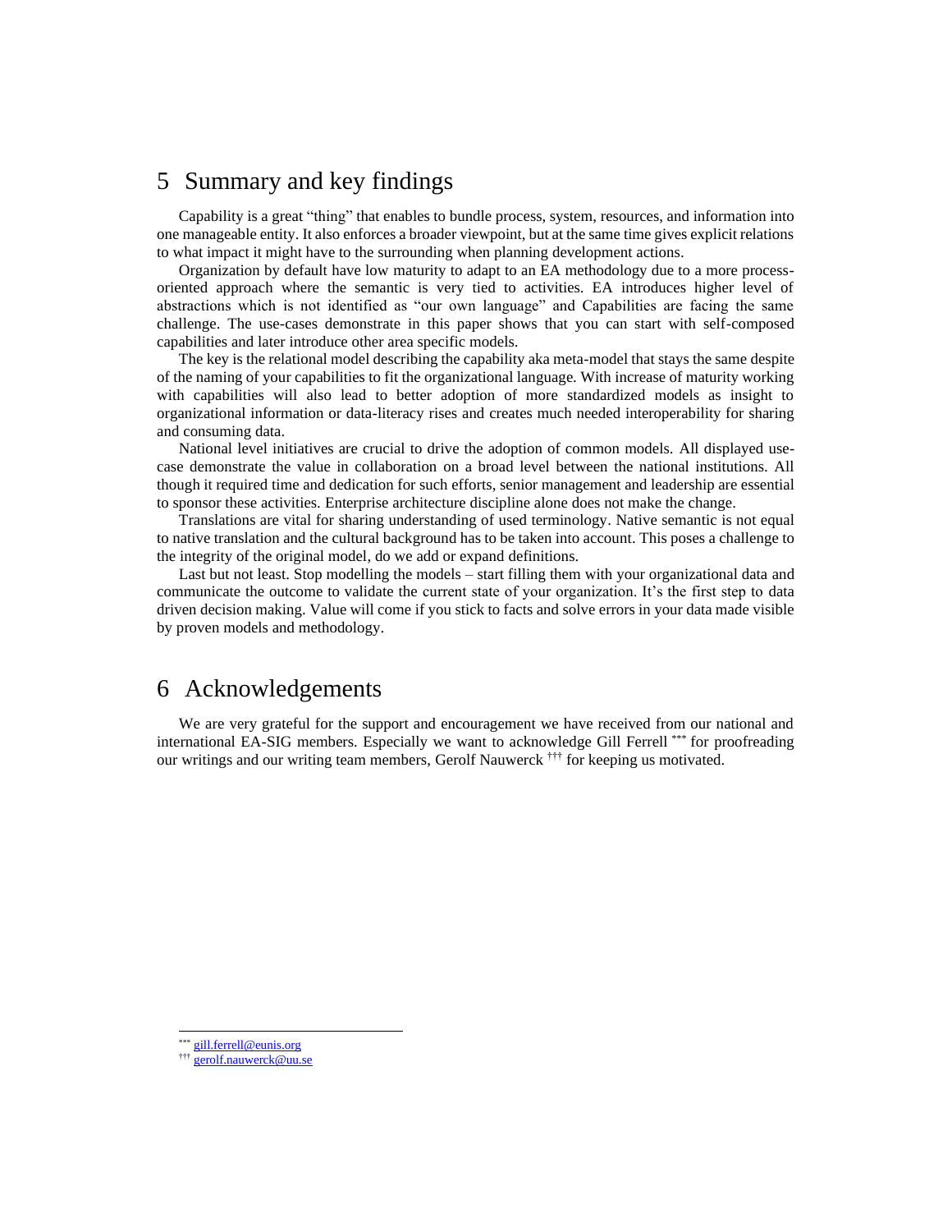# 5 Summary and key findings

Capability is a great "thing" that enables to bundle process, system, resources, and information into one manageable entity. It also enforces a broader viewpoint, but at the same time gives explicit relations to what impact it might have to the surrounding when planning development actions.

Organization by default have low maturity to adapt to an EA methodology due to a more process-oriented approach where the semantic is very tied to activities. EA introduces higher level of abstractions which is not identified as "our own language" and Capabilities are facing the same challenge. The use-cases demonstrate in this paper shows that you can start with self-composed capabilities and later introduce other area specific models.

The key is the relational model describing the capability aka meta-model that stays the same despite of the naming of your capabilities to fit the organizational language. With increase of maturity working with capabilities will also lead to better adoption of more standardized models as insight to organizational information or data-literacy rises and creates much needed interoperability for sharing and consuming data.

National level initiatives are crucial to drive the adoption of common models. All displayed use-case demonstrate the value in collaboration on a broad level between the national institutions. All though it required time and dedication for such efforts, senior management and leadership are essential to sponsor these activities. Enterprise architecture discipline alone does not make the change.

Translations are vital for sharing understanding of used terminology. Native semantic is not equal to native translation and the cultural background has to be taken into account. This poses a challenge to the integrity of the original model, do we add or expand definitions.

Last but not least. Stop modelling the models – start filling them with your organizational data and communicate the outcome to validate the current state of your organization. It's the first step to data driven decision making. Value will come if you stick to facts and solve errors in your data made visible by proven models and methodology.

# 6 Acknowledgements

We are very grateful for the support and encouragement we have received from our national and international EA-SIG members. Especially we want to acknowledge Gill Ferrell [***] for proofreading our writings and our writing team members, Gerolf Nauwerck [†††] for keeping us motivated.

[***] gill.ferrell@eunis.org

[†††] gerolf.nauwerck@uu.se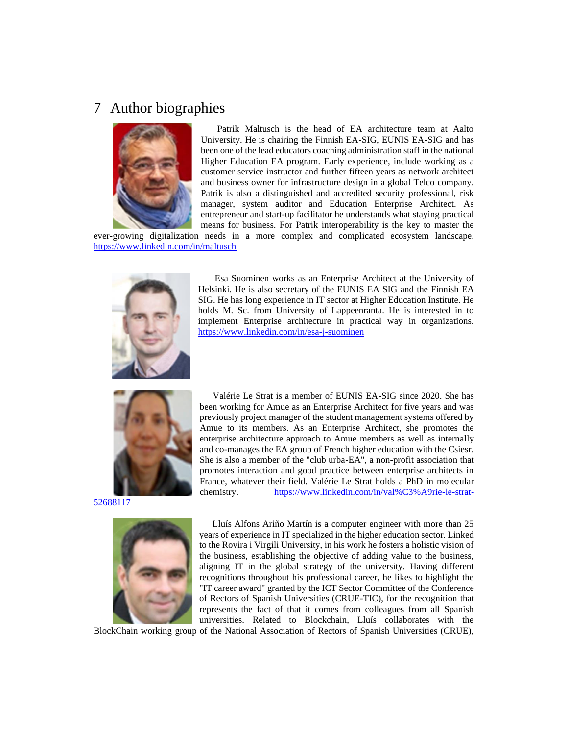# 7 Author biographies

Patrik Maltusch is the head of EA architecture team at Aalto University. He is chairing the Finnish EA-SIG, EUNIS EA-SIG and has been one of the lead educators coaching administration staff in the national Higher Education EA program. Early experience, include working as a customer service instructor and further fifteen years as network architect and business owner for infrastructure design in a global Telco company. Patrik is also a distinguished and accredited security professional, risk manager, system auditor and Education Enterprise Architect. As entrepreneur and start-up facilitator he understands what staying practical means for business. For Patrik interoperability is the key to master the ever-growing digitalization needs in a more complex and complicated ecosystem landscape. https://www.linkedin.com/in/maltusch

Esa Suominen works as an Enterprise Architect at the University of Helsinki. He is also secretary of the EUNIS EA SIG and the Finnish EA SIG. He has long experience in IT sector at Higher Education Institute. He holds M. Sc. from University of Lappeenranta. He is interested in to implement Enterprise architecture in practical way in organizations. https://www.linkedin.com/in/esa-j-suominen

Valérie Le Strat is a member of EUNIS EA-SIG since 2020. She has been working for Amue as an Enterprise Architect for five years and was previously project manager of the student management systems offered by Amue to its members. As an Enterprise Architect, she promotes the enterprise architecture approach to Amue members as well as internally and co-manages the EA group of French higher education with the Csiesr. She is also a member of the "club urba-EA", a non-profit association that promotes interaction and good practice between enterprise architects in France, whatever their field. Valérie Le Strat holds a PhD in molecular chemistry. https://www.linkedin.com/in/val%C3%A9rie-le-strat-52688117

Lluís Alfons Ariño Martín is a computer engineer with more than 25 years of experience in IT specialized in the higher education sector. Linked to the Rovira i Virgili University, in his work he fosters a holistic vision of the business, establishing the objective of adding value to the business, aligning IT in the global strategy of the university. Having different recognitions throughout his professional career, he likes to highlight the "IT career award" granted by the ICT Sector Committee of the Conference of Rectors of Spanish Universities (CRUE-TIC), for the recognition that represents the fact of that it comes from colleagues from all Spanish universities. Related to Blockchain, Lluís collaborates with the BlockChain working group of the National Association of Rectors of Spanish Universities (CRUE),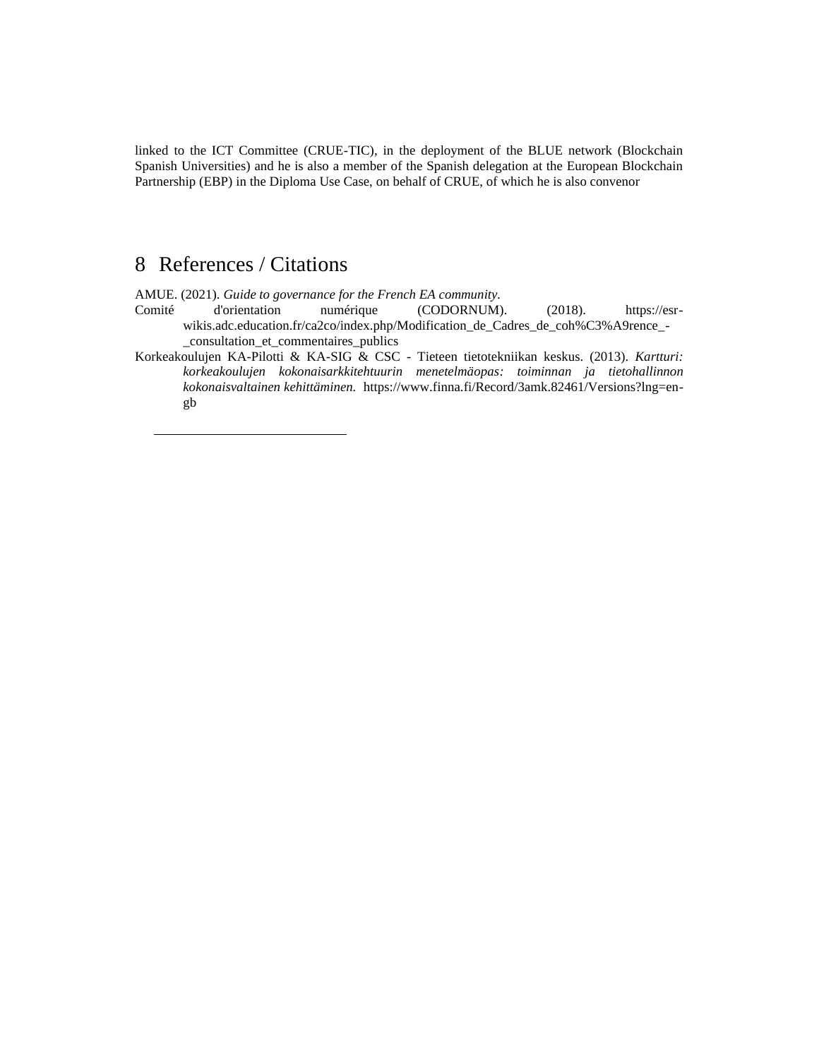linked to the ICT Committee (CRUE-TIC), in the deployment of the BLUE network (Blockchain Spanish Universities) and he is also a member of the Spanish delegation at the European Blockchain Partnership (EBP) in the Diploma Use Case, on behalf of CRUE, of which he is also convenor

# 8 References / Citations

AMUE. (2021). *Guide to governance for the French EA community*.

Comité d'orientation numérique (CODORNUM). (2018). https://esr-wikis.adc.education.fr/ca2co/index.php/Modification_de_Cadres_de_coh%C3%A9rence_-_consultation_et_commentaires_publics

Korkeakoulujen KA-Pilotti & KA-SIG & CSC - Tieteen tietotekniikan keskus. (2013). *Kartturi: korkeakoulujen kokonaisarkkitehtuurin menetelmäopas: toiminnan ja tietohallinnon kokonaisvaltainen kehittäminen.* https://www.finna.fi/Record/3amk.82461/Versions?lng=en-gb